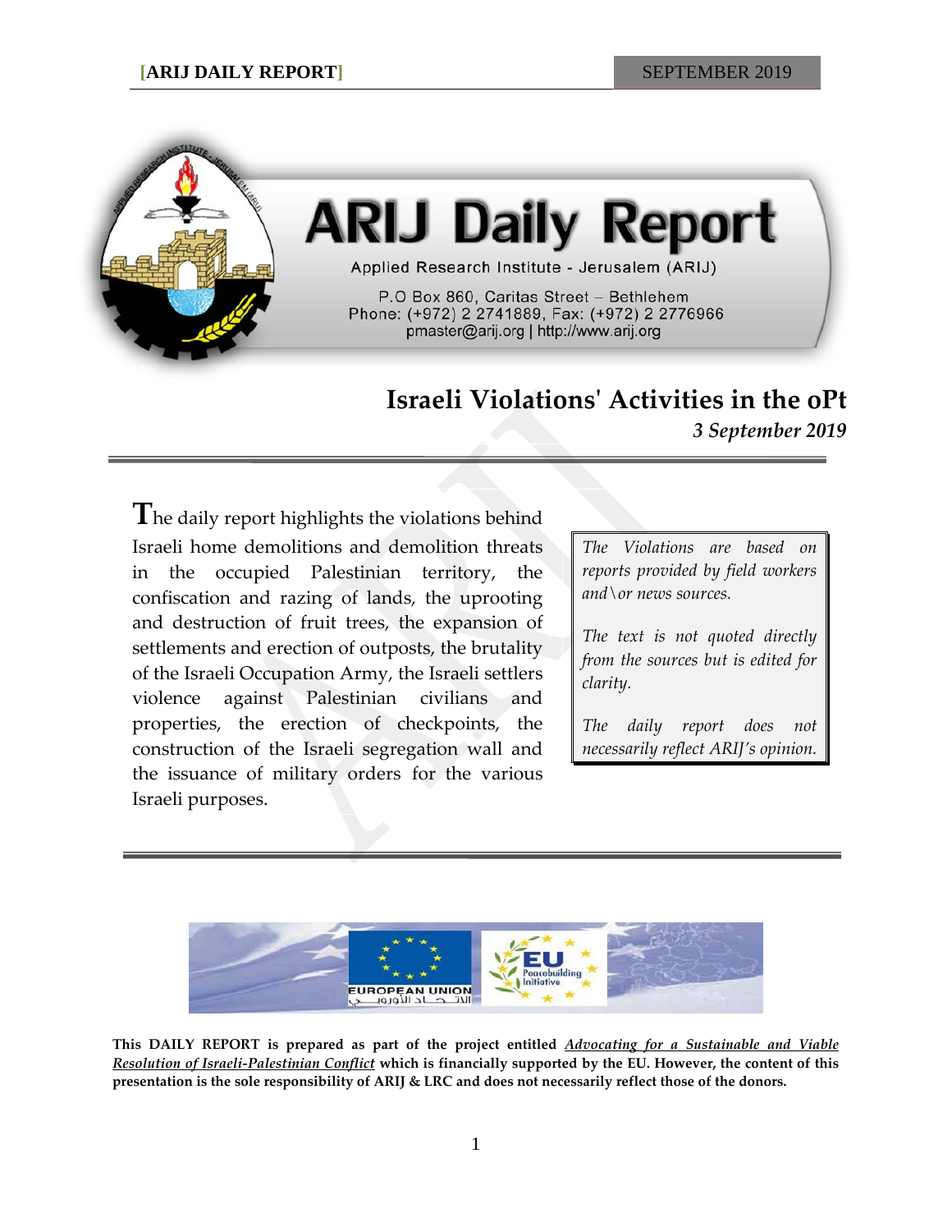# ARIJ Daily Report

Applied Research Institute - Jerusalem (ARIJ)

P.O Box 860, Caritas Street – Bethlehem
Phone: (+972) 2 2741889, Fax: (+972) 2 2776966
pmaster@arij.org | http://www.arij.org

## Israeli Violations' Activities in the oPt

*3 September 2019*

The daily report highlights the violations behind Israeli home demolitions and demolition threats in the occupied Palestinian territory, the confiscation and razing of lands, the uprooting and destruction of fruit trees, the expansion of settlements and erection of outposts, the brutality of the Israeli Occupation Army, the Israeli settlers violence against Palestinian civilians and properties, the erection of checkpoints, the construction of the Israeli segregation wall and the issuance of military orders for the various Israeli purposes.

*The Violations are based on reports provided by field workers and\or news sources.*

*The text is not quoted directly from the sources but is edited for clarity.*

*The daily report does not necessarily reflect ARIJ's opinion.*

EUROPEAN UNION الاتحاد الأوروبي

EU Peacebuilding Initiative

**This DAILY REPORT is prepared as part of the project entitled *Advocating for a Sustainable and Viable Resolution of Israeli-Palestinian Conflict* which is financially supported by the EU. However, the content of this presentation is the sole responsibility of ARIJ & LRC and does not necessarily reflect those of the donors.**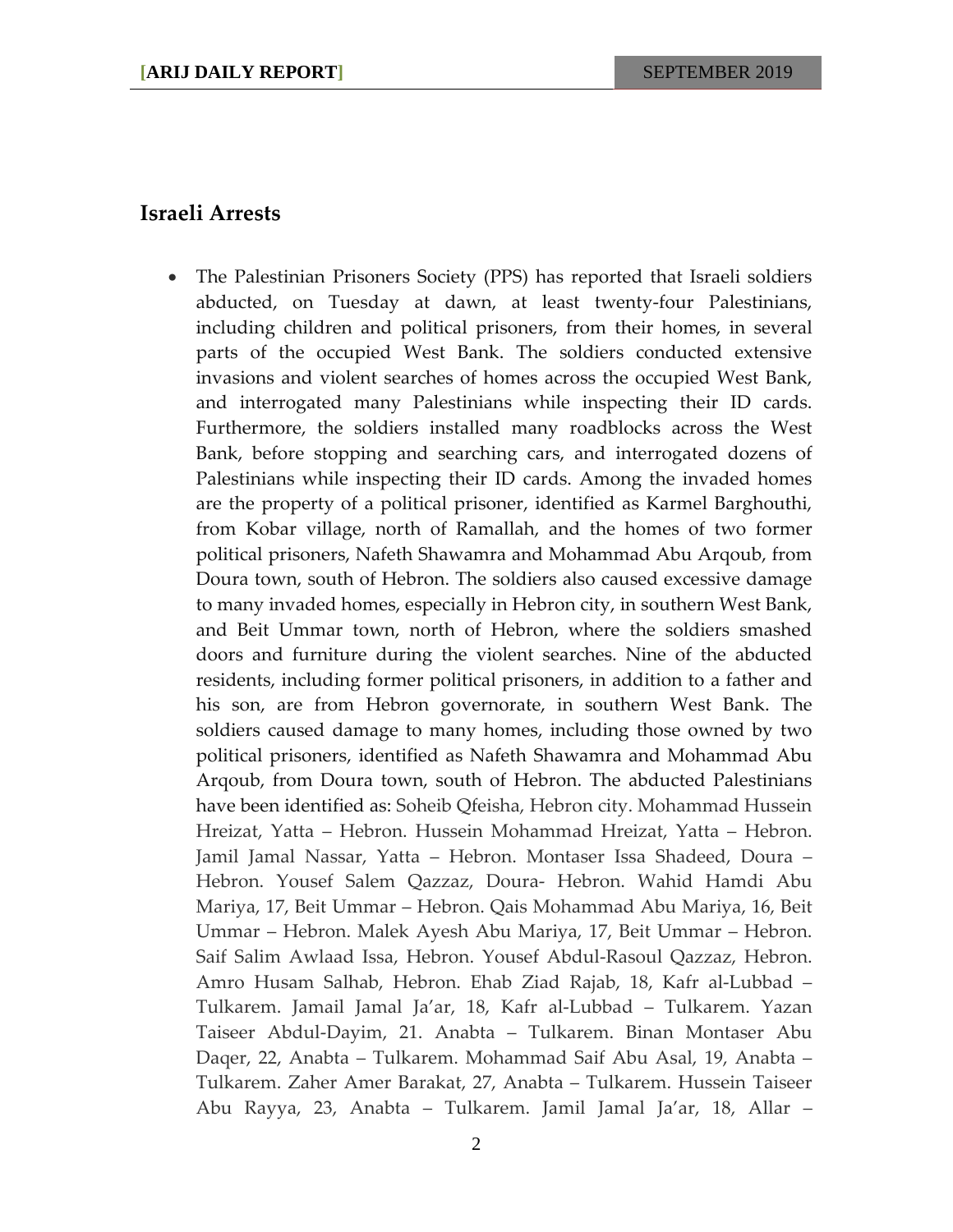## Israeli Arrests

- The Palestinian Prisoners Society (PPS) has reported that Israeli soldiers abducted, on Tuesday at dawn, at least twenty-four Palestinians, including children and political prisoners, from their homes, in several parts of the occupied West Bank. The soldiers conducted extensive invasions and violent searches of homes across the occupied West Bank, and interrogated many Palestinians while inspecting their ID cards. Furthermore, the soldiers installed many roadblocks across the West Bank, before stopping and searching cars, and interrogated dozens of Palestinians while inspecting their ID cards. Among the invaded homes are the property of a political prisoner, identified as Karmel Barghouthi, from Kobar village, north of Ramallah, and the homes of two former political prisoners, Nafeth Shawamra and Mohammad Abu Arqoub, from Doura town, south of Hebron. The soldiers also caused excessive damage to many invaded homes, especially in Hebron city, in southern West Bank, and Beit Ummar town, north of Hebron, where the soldiers smashed doors and furniture during the violent searches. Nine of the abducted residents, including former political prisoners, in addition to a father and his son, are from Hebron governorate, in southern West Bank. The soldiers caused damage to many homes, including those owned by two political prisoners, identified as Nafeth Shawamra and Mohammad Abu Arqoub, from Doura town, south of Hebron. The abducted Palestinians have been identified as: Soheib Qfeisha, Hebron city. Mohammad Hussein Hreizat, Yatta – Hebron. Hussein Mohammad Hreizat, Yatta – Hebron. Jamil Jamal Nassar, Yatta – Hebron. Montaser Issa Shadeed, Doura – Hebron. Yousef Salem Qazzaz, Doura- Hebron. Wahid Hamdi Abu Mariya, 17, Beit Ummar – Hebron. Qais Mohammad Abu Mariya, 16, Beit Ummar – Hebron. Malek Ayesh Abu Mariya, 17, Beit Ummar – Hebron. Saif Salim Awlaad Issa, Hebron. Yousef Abdul-Rasoul Qazzaz, Hebron. Amro Husam Salhab, Hebron. Ehab Ziad Rajab, 18, Kafr al-Lubbad – Tulkarem. Jamail Jamal Ja'ar, 18, Kafr al-Lubbad – Tulkarem. Yazan Taiseer Abdul-Dayim, 21. Anabta – Tulkarem. Binan Montaser Abu Daqer, 22, Anabta – Tulkarem. Mohammad Saif Abu Asal, 19, Anabta – Tulkarem. Zaher Amer Barakat, 27, Anabta – Tulkarem. Hussein Taiseer Abu Rayya, 23, Anabta – Tulkarem. Jamil Jamal Ja'ar, 18, Allar –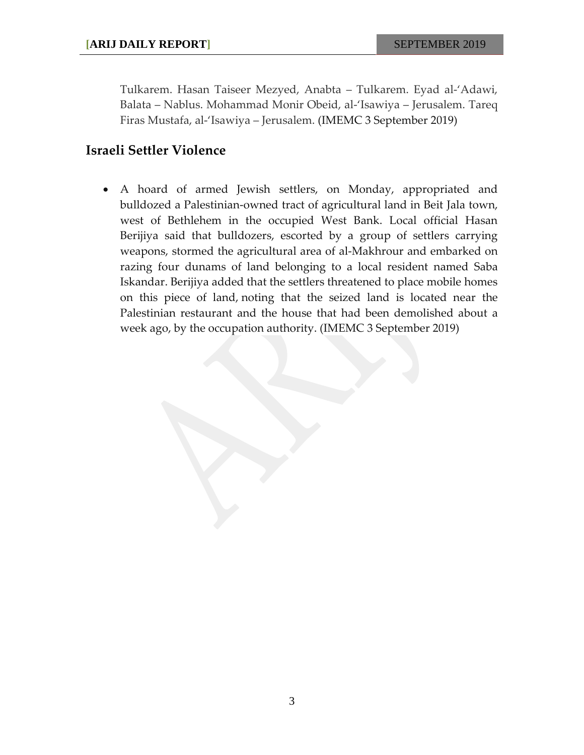Tulkarem. Hasan Taiseer Mezyed, Anabta – Tulkarem. Eyad al-'Adawi, Balata – Nablus. Mohammad Monir Obeid, al-'Isawiya – Jerusalem. Tareq Firas Mustafa, al-'Isawiya – Jerusalem. (IMEMC 3 September 2019)

## Israeli Settler Violence

- A hoard of armed Jewish settlers, on Monday, appropriated and bulldozed a Palestinian-owned tract of agricultural land in Beit Jala town, west of Bethlehem in the occupied West Bank. Local official Hasan Berijiya said that bulldozers, escorted by a group of settlers carrying weapons, stormed the agricultural area of al-Makhrour and embarked on razing four dunams of land belonging to a local resident named Saba Iskandar. Berijiya added that the settlers threatened to place mobile homes on this piece of land, noting that the seized land is located near the Palestinian restaurant and the house that had been demolished about a week ago, by the occupation authority. (IMEMC 3 September 2019)